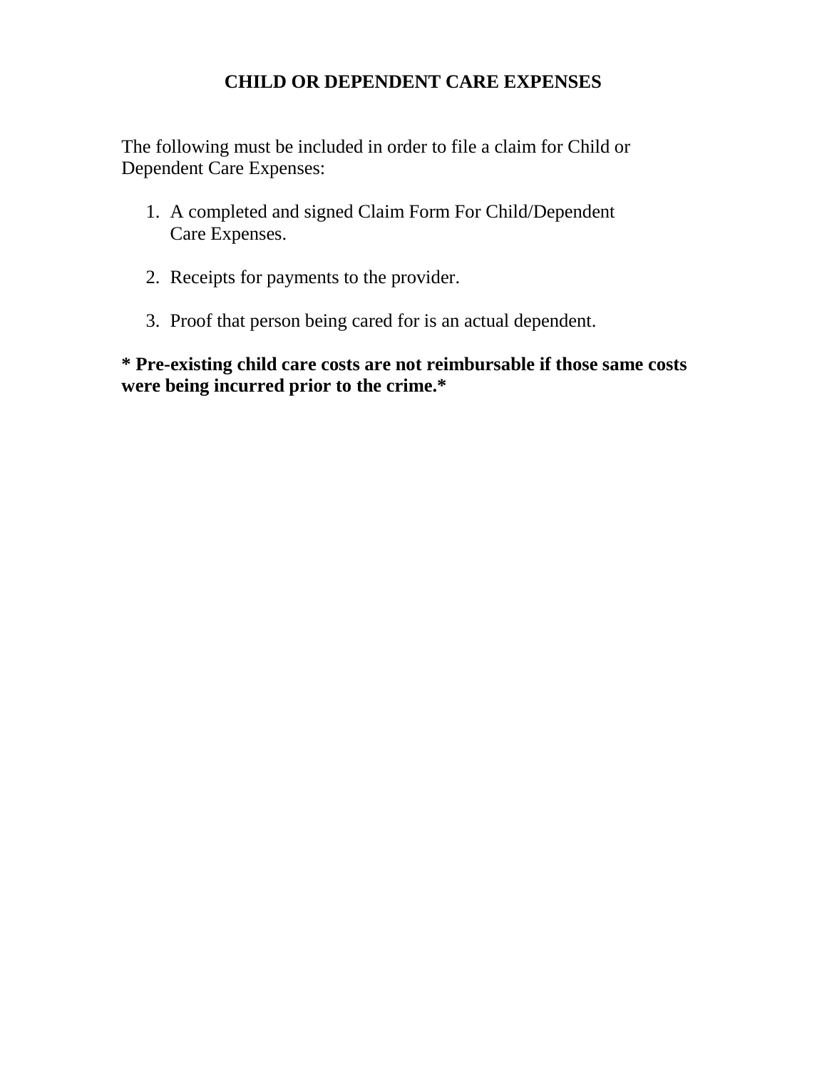# CHILD OR DEPENDENT CARE EXPENSES

The following must be included in order to file a claim for Child or Dependent Care Expenses:

1. A completed and signed Claim Form For Child/Dependent Care Expenses.

2. Receipts for payments to the provider.

3. Proof that person being cared for is an actual dependent.

**\* Pre-existing child care costs are not reimbursable if those same costs were being incurred prior to the crime.\***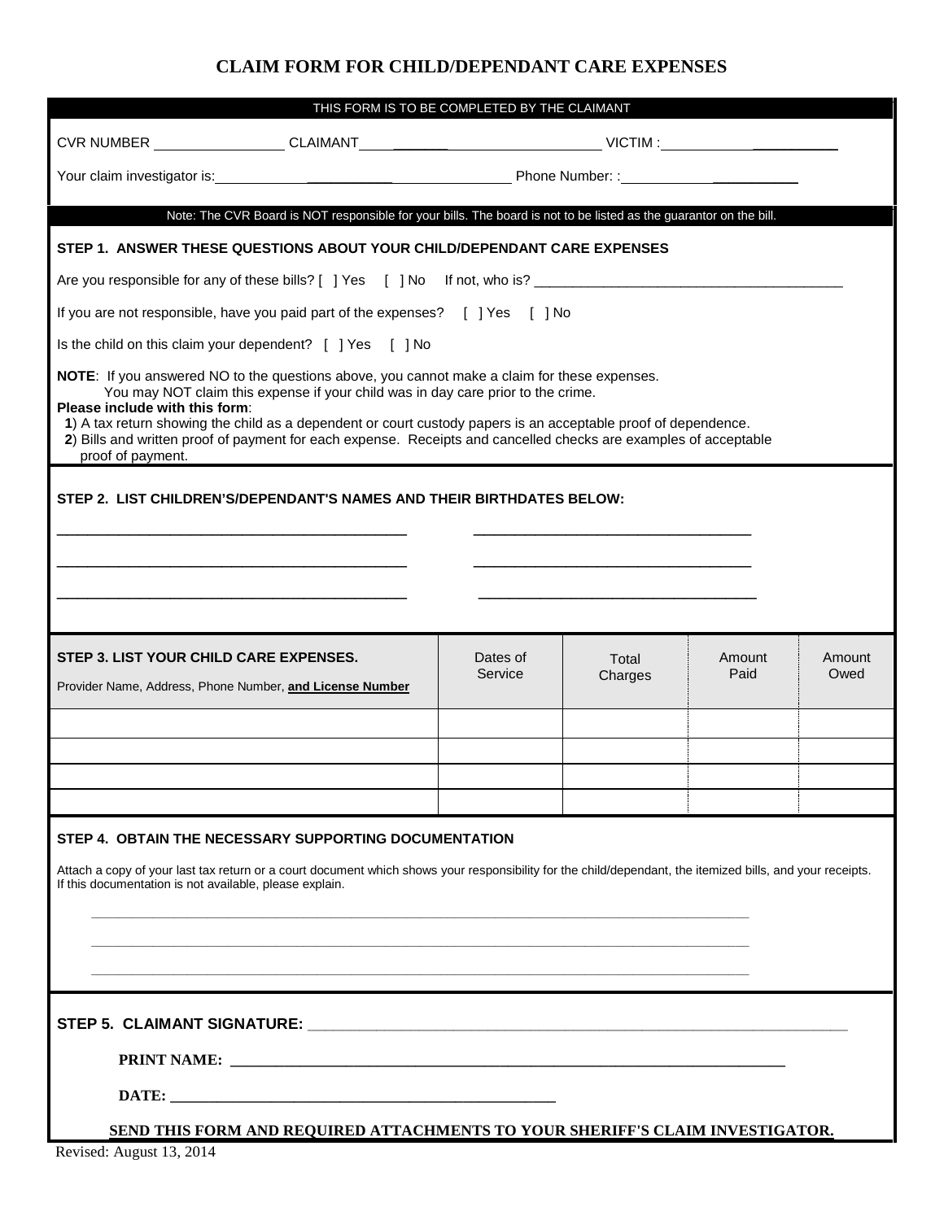# CLAIM FORM FOR CHILD/DEPENDANT CARE EXPENSES

THIS FORM IS TO BE COMPLETED BY THE CLAIMANT

CVR NUMBER ________________ CLAIMANT ______________________________ VICTIM : ______________________

Your claim investigator is: ______________________________________ Phone Number: : ______________________

Note: The CVR Board is NOT responsible for your bills. The board is not to be listed as the guarantor on the bill.

**STEP 1. ANSWER THESE QUESTIONS ABOUT YOUR CHILD/DEPENDANT CARE EXPENSES**

Are you responsible for any of these bills? [ ] Yes [ ] No If not, who is? ________________________________________

If you are not responsible, have you paid part of the expenses? [ ] Yes [ ] No

Is the child on this claim your dependent? [ ] Yes [ ] No

**NOTE**: If you answered NO to the questions above, you cannot make a claim for these expenses.
You may NOT claim this expense if your child was in day care prior to the crime.

**Please include with this form**:

**1**) A tax return showing the child as a dependent or court custody papers is an acceptable proof of dependence.
**2**) Bills and written proof of payment for each expense. Receipts and cancelled checks are examples of acceptable proof of payment.

**STEP 2. LIST CHILDREN'S/DEPENDANT'S NAMES AND THEIR BIRTHDATES BELOW:**

____________________________________________ ___________________________________

____________________________________________ ___________________________________

____________________________________________ ___________________________________

| **STEP 3. LIST YOUR CHILD CARE EXPENSES.** Provider Name, Address, Phone Number, **and License Number** | Dates of Service | Total Charges | Amount Paid | Amount Owed |
|---|---|---|---|---|
| | | | | |
| | | | | |
| | | | | |
| | | | | |

**STEP 4. OBTAIN THE NECESSARY SUPPORTING DOCUMENTATION**

Attach a copy of your last tax return or a court document which shows your responsibility for the child/dependant, the itemized bills, and your receipts. If this documentation is not available, please explain.

______________________________________________________________________________

______________________________________________________________________________

______________________________________________________________________________

**STEP 5. CLAIMANT SIGNATURE:** ______________________________________________________________

**PRINT NAME:** ______________________________________________________________

**DATE:** ______________________________________________

**SEND THIS FORM AND REQUIRED ATTACHMENTS TO YOUR SHERIFF'S CLAIM INVESTIGATOR.**

Revised: August 13, 2014